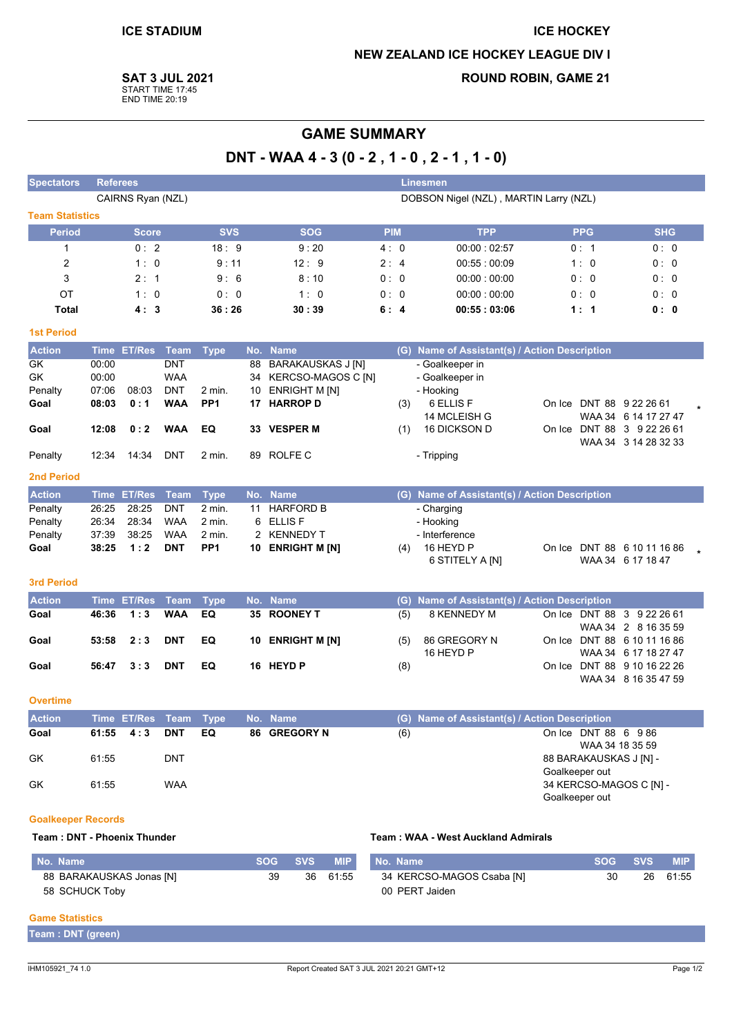ICE STADIUM

ICE HOCKEY

NEW ZEALAND ICE HOCKEY LEAGUE DIV I

**SAT 3 JUL 2021**
START TIME 17:45
END TIME 20:19

ROUND ROBIN, GAME 21

# GAME SUMMARY

## DNT - WAA 4 - 3 (0 - 2 , 1 - 0 , 2 - 1 , 1 - 0)

| Spectators | Referees | Linesmen |
|---|---|---|
| | CAIRNS Ryan (NZL) | DOBSON Nigel (NZL) , MARTIN Larry (NZL) |

### Team Statistics

| Period | Score | SVS | SOG | PIM | TPP | PPG | SHG |
|---|---|---|---|---|---|---|---|
| 1 | 0 : 2 | 18 : 9 | 9 : 20 | 4 : 0 | 00:00 : 02:57 | 0 : 1 | 0 : 0 |
| 2 | 1 : 0 | 9 : 11 | 12 : 9 | 2 : 4 | 00:55 : 00:09 | 1 : 0 | 0 : 0 |
| 3 | 2 : 1 | 9 : 6 | 8 : 10 | 0 : 0 | 00:00 : 00:00 | 0 : 0 | 0 : 0 |
| OT | 1 : 0 | 0 : 0 | 1 : 0 | 0 : 0 | 00:00 : 00:00 | 0 : 0 | 0 : 0 |
| **Total** | **4 : 3** | **36 : 26** | **30 : 39** | **6 : 4** | **00:55 : 03:06** | **1 : 1** | **0 : 0** |

### 1st Period

| Action | Time | ET/Res | Team | Type | No. | Name | (G) | Name of Assistant(s) / Action Description | |
|---|---|---|---|---|---|---|---|---|---|
| GK | 00:00 | | DNT | | 88 | BARAKAUSKAS J [N] | | - Goalkeeper in | |
| GK | 00:00 | | WAA | | 34 | KERCSO-MAGOS C [N] | | - Goalkeeper in | |
| Penalty | 07:06 | 08:03 | DNT | 2 min. | 10 | ENRIGHT M [N] | | - Hooking | |
| **Goal** | **08:03** | **0 : 1** | **WAA** | **PP1** | **17** | **HARROP D** | (3) | 6 ELLIS F<br>14 MCLEISH G | On Ice DNT 88 9 22 26 61<br>WAA 34 6 14 17 27 47 * |
| **Goal** | **12:08** | **0 : 2** | **WAA** | **EQ** | **33** | **VESPER M** | (1) | 16 DICKSON D | On Ice DNT 88 3 9 22 26 61<br>WAA 34 3 14 28 32 33 |
| Penalty | 12:34 | 14:34 | DNT | 2 min. | 89 | ROLFE C | | - Tripping | |

### 2nd Period

| Action | Time | ET/Res | Team | Type | No. | Name | (G) | Name of Assistant(s) / Action Description | |
|---|---|---|---|---|---|---|---|---|---|
| Penalty | 26:25 | 28:25 | DNT | 2 min. | 11 | HARFORD B | | - Charging | |
| Penalty | 26:34 | 28:34 | WAA | 2 min. | 6 | ELLIS F | | - Hooking | |
| Penalty | 37:39 | 38:25 | WAA | 2 min. | 2 | KENNEDY T | | - Interference | |
| **Goal** | **38:25** | **1 : 2** | **DNT** | **PP1** | **10** | **ENRIGHT M [N]** | (4) | 16 HEYD P<br>6 STITELY A [N] | On Ice DNT 88 6 10 11 16 86<br>WAA 34 6 17 18 47 * |

### 3rd Period

| Action | Time | ET/Res | Team | Type | No. | Name | (G) | Name of Assistant(s) / Action Description | |
|---|---|---|---|---|---|---|---|---|---|
| **Goal** | **46:36** | **1 : 3** | **WAA** | **EQ** | **35** | **ROONEY T** | (5) | 8 KENNEDY M | On Ice DNT 88 3 9 22 26 61<br>WAA 34 2 8 16 35 59 |
| **Goal** | **53:58** | **2 : 3** | **DNT** | **EQ** | **10** | **ENRIGHT M [N]** | (5) | 86 GREGORY N<br>16 HEYD P | On Ice DNT 88 6 10 11 16 86<br>WAA 34 6 17 18 27 47 |
| **Goal** | **56:47** | **3 : 3** | **DNT** | **EQ** | **16** | **HEYD P** | (8) | | On Ice DNT 88 9 10 16 22 26<br>WAA 34 8 16 35 47 59 |

### Overtime

| Action | Time | ET/Res | Team | Type | No. | Name | (G) | Name of Assistant(s) / Action Description |
|---|---|---|---|---|---|---|---|---|
| **Goal** | **61:55** | **4 : 3** | **DNT** | **EQ** | **86** | **GREGORY N** | (6) | On Ice DNT 88 6 9 86<br>WAA 34 18 35 59 |
| GK | 61:55 | | DNT | | | | | 88 BARAKAUSKAS J [N] - Goalkeeper out |
| GK | 61:55 | | WAA | | | | | 34 KERCSO-MAGOS C [N] - Goalkeeper out |

### Goalkeeper Records

**Team : DNT - Phoenix Thunder**

| No. Name | SOG | SVS | MIP |
|---|---|---|---|
| 88 BARAKAUSKAS Jonas [N] | 39 | 36 | 61:55 |
| 58 SCHUCK Toby | | | |

**Team : WAA - West Auckland Admirals**

| No. Name | SOG | SVS | MIP |
|---|---|---|---|
| 34 KERCSO-MAGOS Csaba [N] | 30 | 26 | 61:55 |
| 00 PERT Jaiden | | | |

### Game Statistics

**Team : DNT (green)**

IHM105921_74 1.0 Report Created SAT 3 JUL 2021 20:21 GMT+12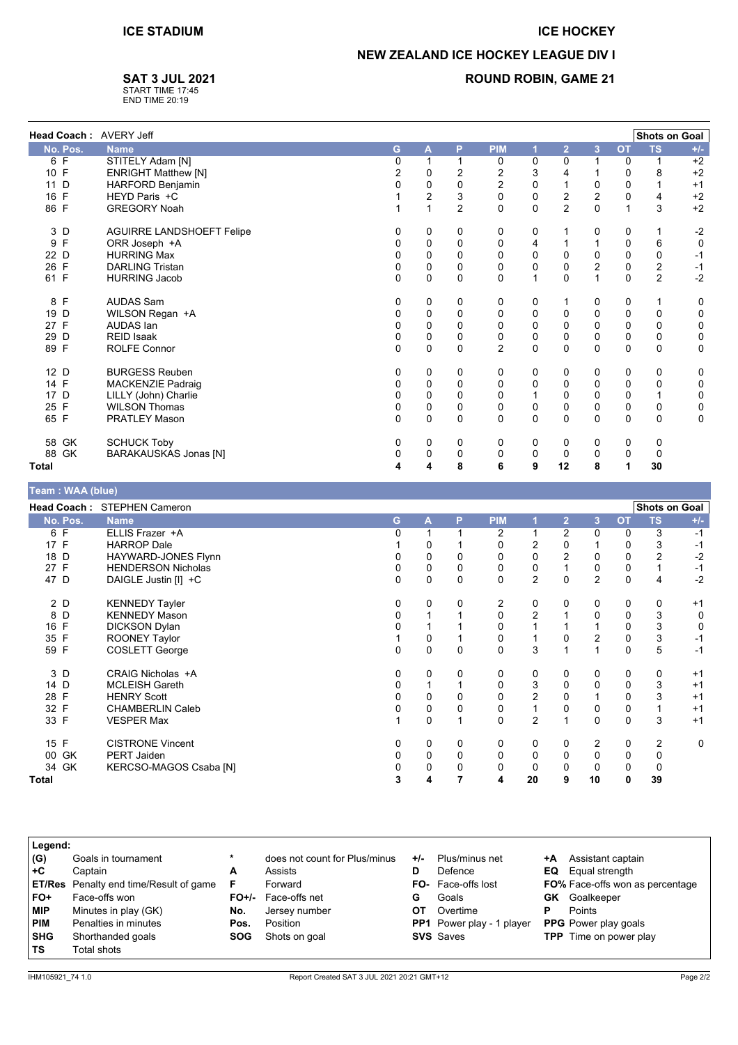**ICE STADIUM**

**ICE HOCKEY**

## NEW ZEALAND ICE HOCKEY LEAGUE DIV I

### SAT 3 JUL 2021

START TIME 17:45
END TIME 20:19

### ROUND ROBIN, GAME 21

**Head Coach :** AVERY Jeff

| No. | Pos. | Name | G | A | P | PIM | 1 | 2 | 3 | OT | TS | +/- |
|---|---|---|---|---|---|---|---|---|---|---|---|---|
| 6 | F | STITELY Adam [N] | 0 | 1 | 1 | 0 | 0 | 0 | 1 | 0 | 1 | +2 |
| 10 | F | ENRIGHT Matthew [N] | 2 | 0 | 2 | 2 | 3 | 4 | 1 | 0 | 8 | +2 |
| 11 | D | HARFORD Benjamin | 0 | 0 | 0 | 2 | 0 | 1 | 0 | 0 | 1 | +1 |
| 16 | F | HEYD Paris +C | 1 | 2 | 3 | 0 | 0 | 2 | 2 | 0 | 4 | +2 |
| 86 | F | GREGORY Noah | 1 | 1 | 2 | 0 | 0 | 2 | 0 | 1 | 3 | +2 |
| 3 | D | AGUIRRE LANDSHOEFT Felipe | 0 | 0 | 0 | 0 | 0 | 1 | 0 | 0 | 1 | -2 |
| 9 | F | ORR Joseph +A | 0 | 0 | 0 | 0 | 4 | 1 | 1 | 0 | 6 | 0 |
| 22 | D | HURRING Max | 0 | 0 | 0 | 0 | 0 | 0 | 0 | 0 | 0 | -1 |
| 26 | F | DARLING Tristan | 0 | 0 | 0 | 0 | 0 | 0 | 2 | 0 | 2 | -1 |
| 61 | F | HURRING Jacob | 0 | 0 | 0 | 0 | 1 | 0 | 1 | 0 | 2 | -2 |
| 8 | F | AUDAS Sam | 0 | 0 | 0 | 0 | 0 | 1 | 0 | 0 | 1 | 0 |
| 19 | D | WILSON Regan +A | 0 | 0 | 0 | 0 | 0 | 0 | 0 | 0 | 0 | 0 |
| 27 | F | AUDAS Ian | 0 | 0 | 0 | 0 | 0 | 0 | 0 | 0 | 0 | 0 |
| 29 | D | REID Isaak | 0 | 0 | 0 | 0 | 0 | 0 | 0 | 0 | 0 | 0 |
| 89 | F | ROLFE Connor | 0 | 0 | 0 | 2 | 0 | 0 | 0 | 0 | 0 | 0 |
| 12 | D | BURGESS Reuben | 0 | 0 | 0 | 0 | 0 | 0 | 0 | 0 | 0 | 0 |
| 14 | F | MACKENZIE Padraig | 0 | 0 | 0 | 0 | 0 | 0 | 0 | 0 | 0 | 0 |
| 17 | D | LILLY (John) Charlie | 0 | 0 | 0 | 0 | 1 | 0 | 0 | 0 | 1 | 0 |
| 25 | F | WILSON Thomas | 0 | 0 | 0 | 0 | 0 | 0 | 0 | 0 | 0 | 0 |
| 65 | F | PRATLEY Mason | 0 | 0 | 0 | 0 | 0 | 0 | 0 | 0 | 0 | 0 |
| 58 | GK | SCHUCK Toby | 0 | 0 | 0 | 0 | 0 | 0 | 0 | 0 | 0 | |
| 88 | GK | BARAKAUSKAS Jonas [N] | 0 | 0 | 0 | 0 | 0 | 0 | 0 | 0 | 0 | |
| **Total** | | | **4** | **4** | **8** | **6** | **9** | **12** | **8** | **1** | **30** | |

Shots on Goal: columns 1, 2, 3, OT, TS

**Team : WAA (blue)**

**Head Coach :** STEPHEN Cameron

| No. | Pos. | Name | G | A | P | PIM | 1 | 2 | 3 | OT | TS | +/- |
|---|---|---|---|---|---|---|---|---|---|---|---|---|
| 6 | F | ELLIS Frazer +A | 0 | 1 | 1 | 2 | 1 | 2 | 0 | 0 | 3 | -1 |
| 17 | F | HARROP Dale | 1 | 0 | 1 | 0 | 2 | 0 | 1 | 0 | 3 | -1 |
| 18 | D | HAYWARD-JONES Flynn | 0 | 0 | 0 | 0 | 0 | 2 | 0 | 0 | 2 | -2 |
| 27 | F | HENDERSON Nicholas | 0 | 0 | 0 | 0 | 0 | 1 | 0 | 0 | 1 | -1 |
| 47 | D | DAIGLE Justin [I] +C | 0 | 0 | 0 | 0 | 2 | 0 | 2 | 0 | 4 | -2 |
| 2 | D | KENNEDY Tayler | 0 | 0 | 0 | 2 | 0 | 0 | 0 | 0 | 0 | +1 |
| 8 | D | KENNEDY Mason | 0 | 1 | 1 | 0 | 2 | 1 | 0 | 0 | 3 | 0 |
| 16 | F | DICKSON Dylan | 0 | 1 | 1 | 0 | 1 | 1 | 1 | 0 | 3 | 0 |
| 35 | F | ROONEY Taylor | 1 | 0 | 1 | 0 | 1 | 0 | 2 | 0 | 3 | -1 |
| 59 | F | COSLETT George | 0 | 0 | 0 | 0 | 3 | 1 | 1 | 0 | 5 | -1 |
| 3 | D | CRAIG Nicholas +A | 0 | 0 | 0 | 0 | 0 | 0 | 0 | 0 | 0 | +1 |
| 14 | D | MCLEISH Gareth | 0 | 1 | 1 | 0 | 3 | 0 | 0 | 0 | 3 | +1 |
| 28 | F | HENRY Scott | 0 | 0 | 0 | 0 | 2 | 0 | 1 | 0 | 3 | +1 |
| 32 | F | CHAMBERLIN Caleb | 0 | 0 | 0 | 0 | 1 | 0 | 0 | 0 | 1 | +1 |
| 33 | F | VESPER Max | 1 | 0 | 1 | 0 | 2 | 1 | 0 | 0 | 3 | +1 |
| 15 | F | CISTRONE Vincent | 0 | 0 | 0 | 0 | 0 | 0 | 2 | 0 | 2 | 0 |
| 00 | GK | PERT Jaiden | 0 | 0 | 0 | 0 | 0 | 0 | 0 | 0 | 0 | |
| 34 | GK | KERCSO-MAGOS Csaba [N] | 0 | 0 | 0 | 0 | 0 | 0 | 0 | 0 | 0 | |
| **Total** | | | **3** | **4** | **7** | **4** | **20** | **9** | **10** | **0** | **39** | |

Shots on Goal: columns 1, 2, 3, OT, TS

**Legend:**

| | | | | | | | |
|---|---|---|---|---|---|---|---|
| (G) | Goals in tournament | * | does not count for Plus/minus | +/- | Plus/minus net | +A | Assistant captain |
| +C | Captain | A | Assists | D | Defence | EQ | Equal strength |
| ET/Res | Penalty end time/Result of game | F | Forward | FO- | Face-offs lost | FO% | Face-offs won as percentage |
| FO+ | Face-offs won | FO+/- | Face-offs net | G | Goals | GK | Goalkeeper |
| MIP | Minutes in play (GK) | No. | Jersey number | OT | Overtime | P | Points |
| PIM | Penalties in minutes | Pos. | Position | PP1 | Power play - 1 player | PPG | Power play goals |
| SHG | Shorthanded goals | SOG | Shots on goal | SVS | Saves | TPP | Time on power play |
| TS | Total shots | | | | | | |

IHM105921_74 1.0 | Report Created SAT 3 JUL 2021 20:21 GMT+12